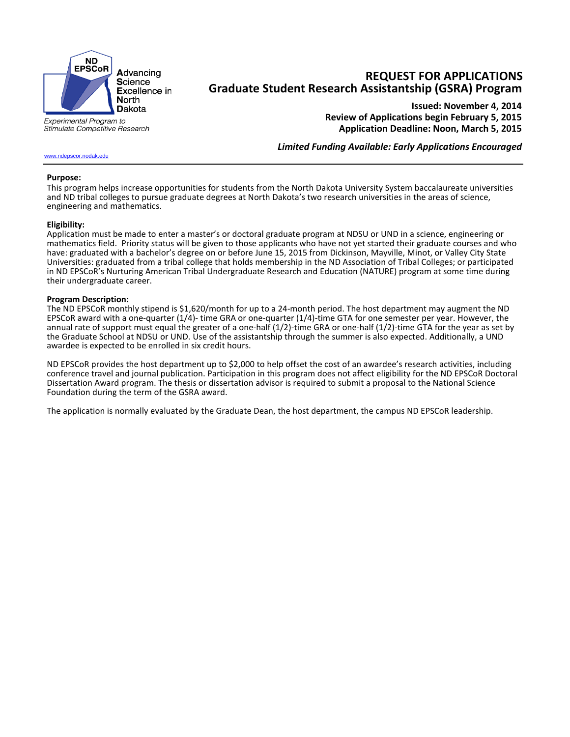ND EPSCoR

**A**dvancing **S**cience **E**xcellence in **N**orth **D**akota

*Experimental Program to Stimulate Competitive Research*

www.ndepscor.nodak.edu

# REQUEST FOR APPLICATIONS
# Graduate Student Research Assistantship (GSRA) Program

**Issued: November 4, 2014**
**Review of Applications begin February 5, 2015**
**Application Deadline: Noon, March 5, 2015**

***Limited Funding Available: Early Applications Encouraged***

---

**Purpose:**
This program helps increase opportunities for students from the North Dakota University System baccalaureate universities and ND tribal colleges to pursue graduate degrees at North Dakota's two research universities in the areas of science, engineering and mathematics.

**Eligibility:**
Application must be made to enter a master's or doctoral graduate program at NDSU or UND in a science, engineering or mathematics field. Priority status will be given to those applicants who have not yet started their graduate courses and who have: graduated with a bachelor's degree on or before June 15, 2015 from Dickinson, Mayville, Minot, or Valley City State Universities: graduated from a tribal college that holds membership in the ND Association of Tribal Colleges; or participated in ND EPSCoR's Nurturing American Tribal Undergraduate Research and Education (NATURE) program at some time during their undergraduate career.

**Program Description:**
The ND EPSCoR monthly stipend is $1,620/month for up to a 24-month period. The host department may augment the ND EPSCoR award with a one-quarter (1/4)- time GRA or one-quarter (1/4)-time GTA for one semester per year. However, the annual rate of support must equal the greater of a one-half (1/2)-time GRA or one-half (1/2)-time GTA for the year as set by the Graduate School at NDSU or UND. Use of the assistantship through the summer is also expected. Additionally, a UND awardee is expected to be enrolled in six credit hours.

ND EPSCoR provides the host department up to $2,000 to help offset the cost of an awardee's research activities, including conference travel and journal publication. Participation in this program does not affect eligibility for the ND EPSCoR Doctoral Dissertation Award program. The thesis or dissertation advisor is required to submit a proposal to the National Science Foundation during the term of the GSRA award.

The application is normally evaluated by the Graduate Dean, the host department, the campus ND EPSCoR leadership.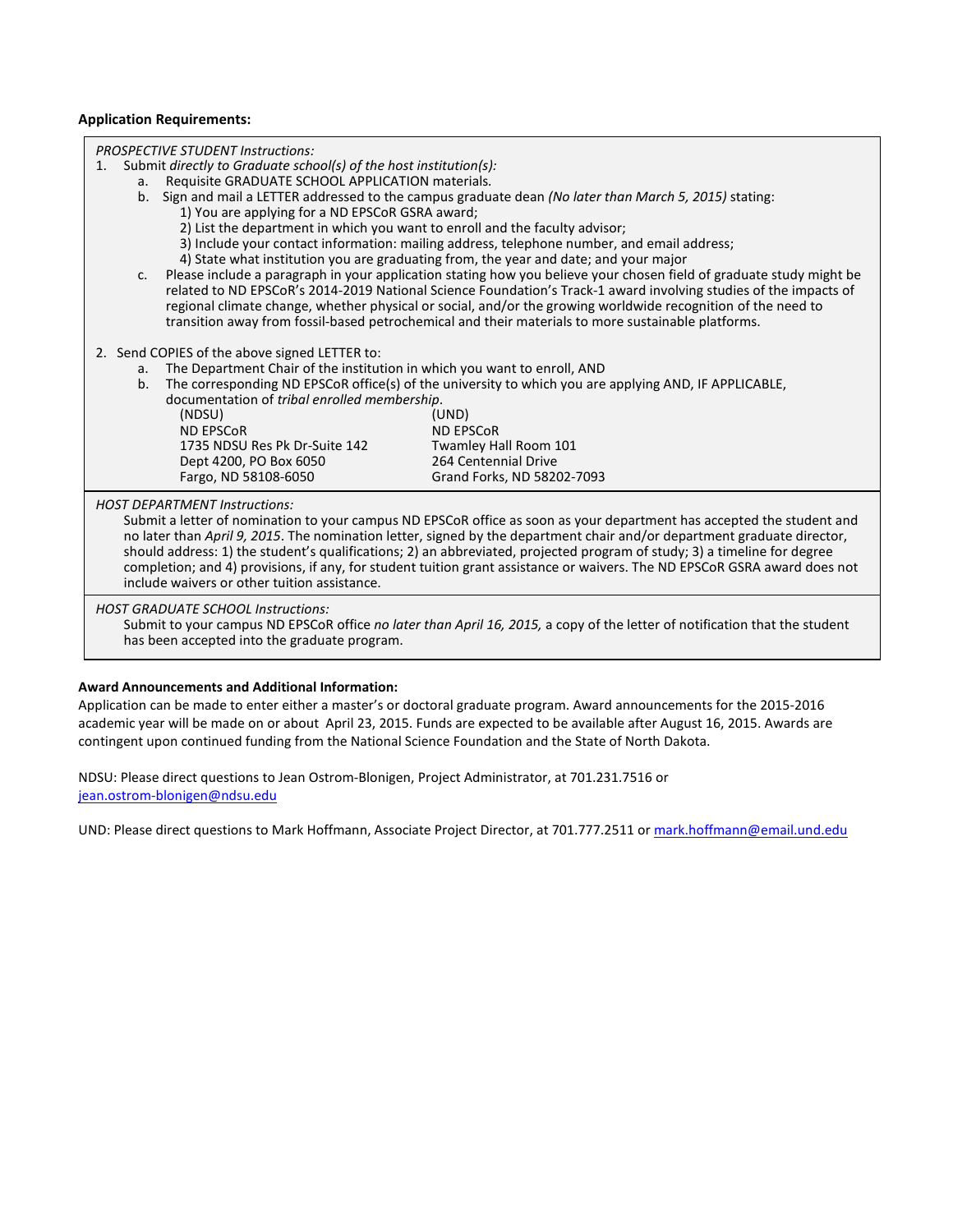**Application Requirements:**

*PROSPECTIVE STUDENT Instructions:*

1. Submit *directly to Graduate school(s) of the host institution(s):*
   a. Requisite GRADUATE SCHOOL APPLICATION materials.
   b. Sign and mail a LETTER addressed to the campus graduate dean *(No later than March 5, 2015)* stating:
      1) You are applying for a ND EPSCoR GSRA award;
      2) List the department in which you want to enroll and the faculty advisor;
      3) Include your contact information: mailing address, telephone number, and email address;
      4) State what institution you are graduating from, the year and date; and your major
   c. Please include a paragraph in your application stating how you believe your chosen field of graduate study might be related to ND EPSCoR's 2014-2019 National Science Foundation's Track-1 award involving studies of the impacts of regional climate change, whether physical or social, and/or the growing worldwide recognition of the need to transition away from fossil-based petrochemical and their materials to more sustainable platforms.

2. Send COPIES of the above signed LETTER to:
   a. The Department Chair of the institution in which you want to enroll, AND
   b. The corresponding ND EPSCoR office(s) of the university to which you are applying AND, IF APPLICABLE, documentation of *tribal enrolled membership*.

| (NDSU) | (UND) |
|---|---|
| ND EPSCoR | ND EPSCoR |
| 1735 NDSU Res Pk Dr-Suite 142 | Twamley Hall Room 101 |
| Dept 4200, PO Box 6050 | 264 Centennial Drive |
| Fargo, ND 58108-6050 | Grand Forks, ND 58202-7093 |

*HOST DEPARTMENT Instructions:*

Submit a letter of nomination to your campus ND EPSCoR office as soon as your department has accepted the student and no later than *April 9, 2015*. The nomination letter, signed by the department chair and/or department graduate director, should address: 1) the student's qualifications; 2) an abbreviated, projected program of study; 3) a timeline for degree completion; and 4) provisions, if any, for student tuition grant assistance or waivers. The ND EPSCoR GSRA award does not include waivers or other tuition assistance.

*HOST GRADUATE SCHOOL Instructions:*

Submit to your campus ND EPSCoR office *no later than April 16, 2015,* a copy of the letter of notification that the student has been accepted into the graduate program.

**Award Announcements and Additional Information:**

Application can be made to enter either a master's or doctoral graduate program. Award announcements for the 2015-2016 academic year will be made on or about April 23, 2015. Funds are expected to be available after August 16, 2015. Awards are contingent upon continued funding from the National Science Foundation and the State of North Dakota.

NDSU: Please direct questions to Jean Ostrom-Blonigen, Project Administrator, at 701.231.7516 or jean.ostrom-blonigen@ndsu.edu

UND: Please direct questions to Mark Hoffmann, Associate Project Director, at 701.777.2511 or mark.hoffmann@email.und.edu